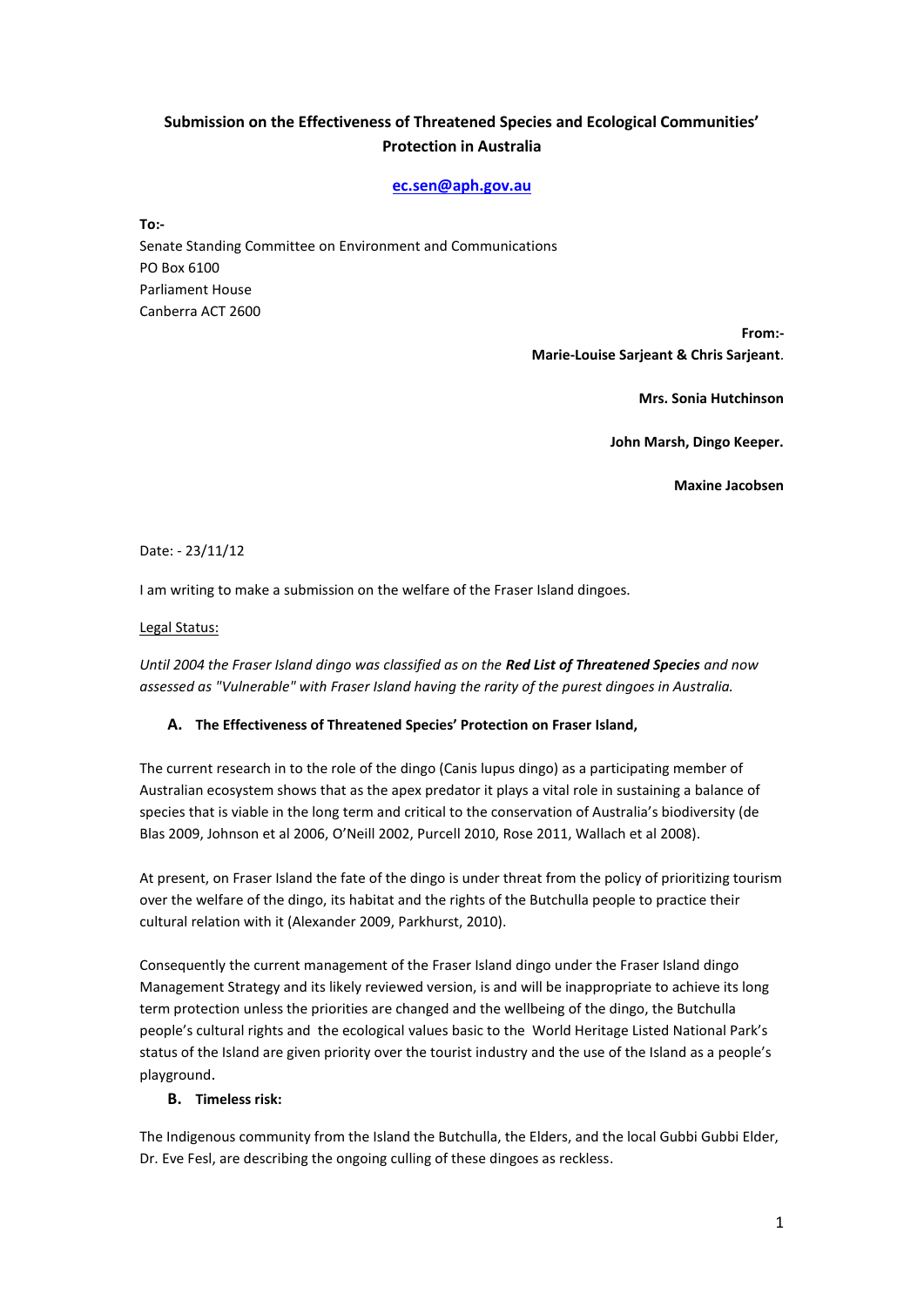# Submission on the Effectiveness of Threatened Species and Ecological Communities' Protection in Australia

**[ec.sen@aph.gov.au](mailto:ec.sen@aph.gov.au)**

**To:-**
Senate Standing Committee on Environment and Communications
PO Box 6100
Parliament House
Canberra ACT 2600

**From:-**
**Marie-Louise Sarjeant & Chris Sarjeant**.

**Mrs. Sonia Hutchinson**

**John Marsh, Dingo Keeper.**

**Maxine Jacobsen**

Date: - 23/11/12

I am writing to make a submission on the welfare of the Fraser Island dingoes.

Legal Status:

*Until 2004 the Fraser Island dingo was classified as on the **Red List of Threatened Species** and now assessed as "Vulnerable" with Fraser Island having the rarity of the purest dingoes in Australia.*

### A. The Effectiveness of Threatened Species' Protection on Fraser Island,

The current research in to the role of the dingo (Canis lupus dingo) as a participating member of Australian ecosystem shows that as the apex predator it plays a vital role in sustaining a balance of species that is viable in the long term and critical to the conservation of Australia's biodiversity (de Blas 2009, Johnson et al 2006, O'Neill 2002, Purcell 2010, Rose 2011, Wallach et al 2008).

At present, on Fraser Island the fate of the dingo is under threat from the policy of prioritizing tourism over the welfare of the dingo, its habitat and the rights of the Butchulla people to practice their cultural relation with it (Alexander 2009, Parkhurst, 2010).

Consequently the current management of the Fraser Island dingo under the Fraser Island dingo Management Strategy and its likely reviewed version, is and will be inappropriate to achieve its long term protection unless the priorities are changed and the wellbeing of the dingo, the Butchulla people's cultural rights and the ecological values basic to the World Heritage Listed National Park's status of the Island are given priority over the tourist industry and the use of the Island as a people's playground.

### B. Timeless risk:

The Indigenous community from the Island the Butchulla, the Elders, and the local Gubbi Gubbi Elder, Dr. Eve Fesl, are describing the ongoing culling of these dingoes as reckless.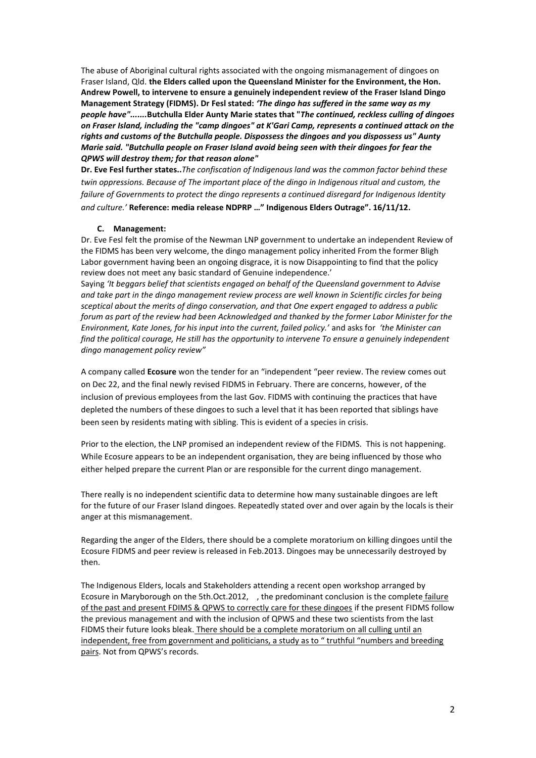The abuse of Aboriginal cultural rights associated with the ongoing mismanagement of dingoes on Fraser Island, Qld. **the Elders called upon the Queensland Minister for the Environment, the Hon. Andrew Powell, to intervene to ensure a genuinely independent review of the Fraser Island Dingo Management Strategy (FIDMS). Dr Fesl stated:** ***'The dingo has suffered in the same way as my people have"*****.......Butchulla Elder Aunty Marie states that "*****The continued, reckless culling of dingoes on Fraser Island, including the "camp dingoes" at K'Gari Camp, represents a continued attack on the rights and customs of the Butchulla people. Dispossess the dingoes and you dispossess us" Aunty Marie said. "Butchulla people on Fraser Island avoid being seen with their dingoes for fear the QPWS will destroy them; for that reason alone"***

**Dr. Eve Fesl further states..***The confiscation of Indigenous land was the common factor behind these twin oppressions. Because of The important place of the dingo in Indigenous ritual and custom, the failure of Governments to protect the dingo represents a continued disregard for Indigenous Identity and culture.'* **Reference: media release NDPRP …" Indigenous Elders Outrage". 16/11/12.**

#### C. Management:

Dr. Eve Fesl felt the promise of the Newman LNP government to undertake an independent Review of the FIDMS has been very welcome, the dingo management policy inherited From the former Bligh Labor government having been an ongoing disgrace, it is now Disappointing to find that the policy review does not meet any basic standard of Genuine independence.'

Saying *'It beggars belief that scientists engaged on behalf of the Queensland government to Advise and take part in the dingo management review process are well known in Scientific circles for being sceptical about the merits of dingo conservation, and that One expert engaged to address a public forum as part of the review had been Acknowledged and thanked by the former Labor Minister for the Environment, Kate Jones, for his input into the current, failed policy.'* and asks for *'the Minister can find the political courage, He still has the opportunity to intervene To ensure a genuinely independent dingo management policy review"*

A company called **Ecosure** won the tender for an "independent "peer review. The review comes out on Dec 22, and the final newly revised FIDMS in February. There are concerns, however, of the inclusion of previous employees from the last Gov. FIDMS with continuing the practices that have depleted the numbers of these dingoes to such a level that it has been reported that siblings have been seen by residents mating with sibling. This is evident of a species in crisis.

Prior to the election, the LNP promised an independent review of the FIDMS. This is not happening. While Ecosure appears to be an independent organisation, they are being influenced by those who either helped prepare the current Plan or are responsible for the current dingo management.

There really is no independent scientific data to determine how many sustainable dingoes are left for the future of our Fraser Island dingoes. Repeatedly stated over and over again by the locals is their anger at this mismanagement.

Regarding the anger of the Elders, there should be a complete moratorium on killing dingoes until the Ecosure FIDMS and peer review is released in Feb.2013. Dingoes may be unnecessarily destroyed by then.

The Indigenous Elders, locals and Stakeholders attending a recent open workshop arranged by Ecosure in Maryborough on the 5th.Oct.2012, , the predominant conclusion is the complete failure of the past and present FDIMS & QPWS to correctly care for these dingoes if the present FIDMS follow the previous management and with the inclusion of QPWS and these two scientists from the last FIDMS their future looks bleak. There should be a complete moratorium on all culling until an independent, free from government and politicians, a study as to " truthful "numbers and breeding pairs. Not from QPWS's records.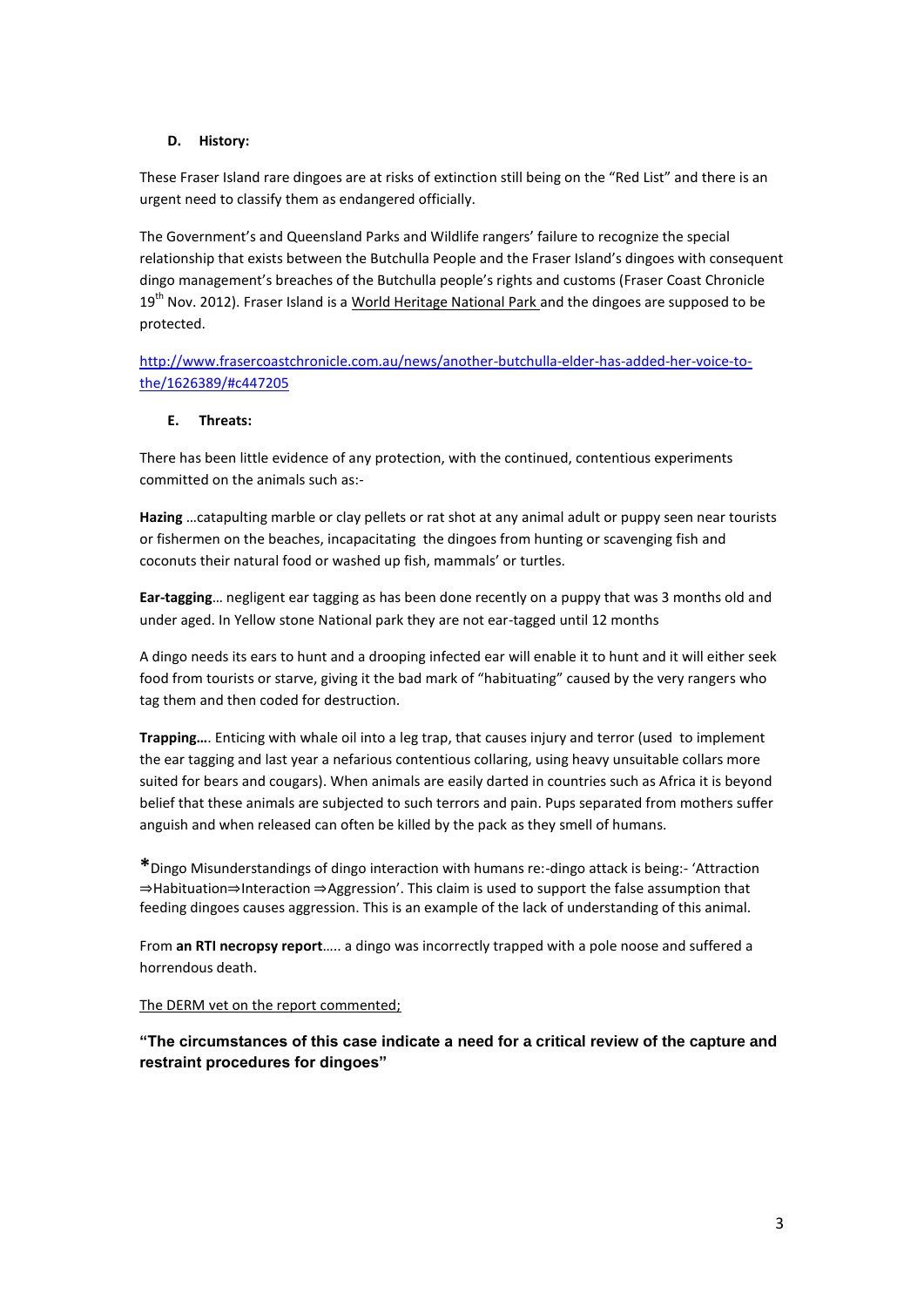### D. History:

These Fraser Island rare dingoes are at risks of extinction still being on the "Red List" and there is an urgent need to classify them as endangered officially.

The Government's and Queensland Parks and Wildlife rangers' failure to recognize the special relationship that exists between the Butchulla People and the Fraser Island's dingoes with consequent dingo management's breaches of the Butchulla people's rights and customs (Fraser Coast Chronicle 19th Nov. 2012). Fraser Island is a World Heritage National Park and the dingoes are supposed to be protected.

http://www.frasercoastchronicle.com.au/news/another-butchulla-elder-has-added-her-voice-to-the/1626389/#c447205

### E. Threats:

There has been little evidence of any protection, with the continued, contentious experiments committed on the animals such as:-

**Hazing** …catapulting marble or clay pellets or rat shot at any animal adult or puppy seen near tourists or fishermen on the beaches, incapacitating the dingoes from hunting or scavenging fish and coconuts their natural food or washed up fish, mammals' or turtles.

**Ear-tagging**… negligent ear tagging as has been done recently on a puppy that was 3 months old and under aged. In Yellow stone National park they are not ear-tagged until 12 months

A dingo needs its ears to hunt and a drooping infected ear will enable it to hunt and it will either seek food from tourists or starve, giving it the bad mark of "habituating" caused by the very rangers who tag them and then coded for destruction.

**Trapping…**. Enticing with whale oil into a leg trap, that causes injury and terror (used to implement the ear tagging and last year a nefarious contentious collaring, using heavy unsuitable collars more suited for bears and cougars). When animals are easily darted in countries such as Africa it is beyond belief that these animals are subjected to such terrors and pain. Pups separated from mothers suffer anguish and when released can often be killed by the pack as they smell of humans.

**\***Dingo Misunderstandings of dingo interaction with humans re:-dingo attack is being:- 'Attraction ⇒Habituation⇒Interaction ⇒Aggression'. This claim is used to support the false assumption that feeding dingoes causes aggression. This is an example of the lack of understanding of this animal.

From **an RTI necropsy report**….. a dingo was incorrectly trapped with a pole noose and suffered a horrendous death.

The DERM vet on the report commented;

**"The circumstances of this case indicate a need for a critical review of the capture and restraint procedures for dingoes"**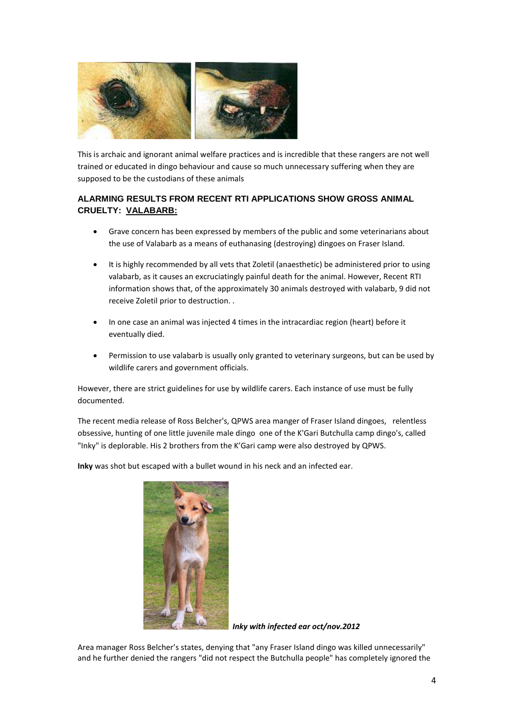This is archaic and ignorant animal welfare practices and is incredible that these rangers are not well trained or educated in dingo behaviour and cause so much unnecessary suffering when they are supposed to be the custodians of these animals

### ALARMING RESULTS FROM RECENT RTI APPLICATIONS SHOW GROSS ANIMAL CRUELTY: VALABARB:

- Grave concern has been expressed by members of the public and some veterinarians about the use of Valabarb as a means of euthanasing (destroying) dingoes on Fraser Island.
- It is highly recommended by all vets that Zoletil (anaesthetic) be administered prior to using valabarb, as it causes an excruciatingly painful death for the animal. However, Recent RTI information shows that, of the approximately 30 animals destroyed with valabarb, 9 did not receive Zoletil prior to destruction. .
- In one case an animal was injected 4 times in the intracardiac region (heart) before it eventually died.
- Permission to use valabarb is usually only granted to veterinary surgeons, but can be used by wildlife carers and government officials.

However, there are strict guidelines for use by wildlife carers. Each instance of use must be fully documented.

The recent media release of Ross Belcher's, QPWS area manger of Fraser Island dingoes, relentless obsessive, hunting of one little juvenile male dingo one of the K'Gari Butchulla camp dingo's, called "Inky" is deplorable. His 2 brothers from the K'Gari camp were also destroyed by QPWS.

**Inky** was shot but escaped with a bullet wound in his neck and an infected ear.

***Inky with infected ear oct/nov.2012***

Area manager Ross Belcher's states, denying that "any Fraser Island dingo was killed unnecessarily" and he further denied the rangers "did not respect the Butchulla people" has completely ignored the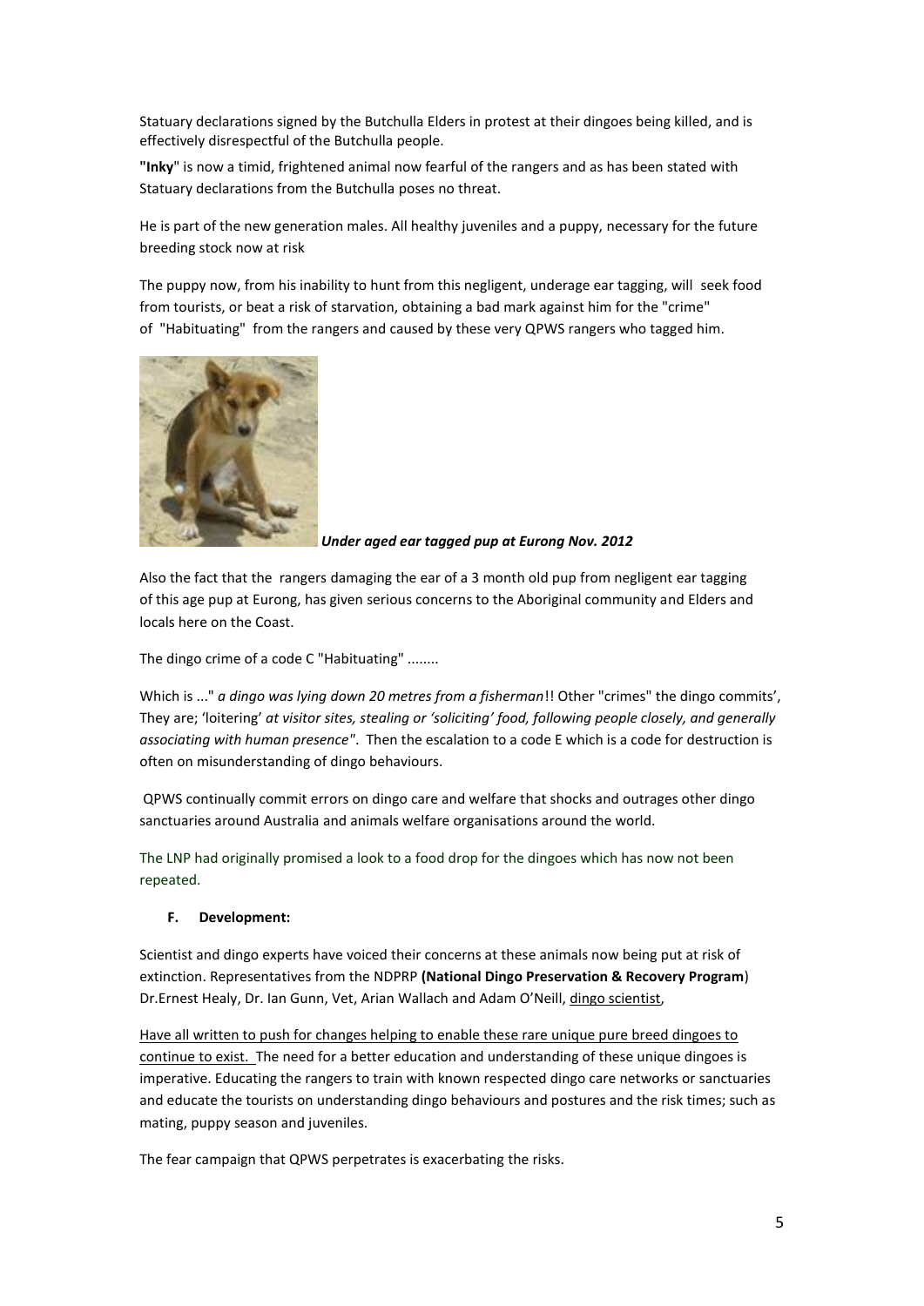Statuary declarations signed by the Butchulla Elders in protest at their dingoes being killed, and is effectively disrespectful of the Butchulla people.

**"Inky**" is now a timid, frightened animal now fearful of the rangers and as has been stated with Statuary declarations from the Butchulla poses no threat.

He is part of the new generation males. All healthy juveniles and a puppy, necessary for the future breeding stock now at risk

The puppy now, from his inability to hunt from this negligent, underage ear tagging, will seek food from tourists, or beat a risk of starvation, obtaining a bad mark against him for the "crime" of "Habituating" from the rangers and caused by these very QPWS rangers who tagged him.

***Under aged ear tagged pup at Eurong Nov. 2012***

Also the fact that the rangers damaging the ear of a 3 month old pup from negligent ear tagging of this age pup at Eurong, has given serious concerns to the Aboriginal community and Elders and locals here on the Coast.

The dingo crime of a code C "Habituating" ........

Which is ..." *a dingo was lying down 20 metres from a fisherman*!! Other "crimes" the dingo commits', They are; 'loitering' *at visitor sites, stealing or 'soliciting' food, following people closely, and generally associating with human presence"*. Then the escalation to a code E which is a code for destruction is often on misunderstanding of dingo behaviours.

QPWS continually commit errors on dingo care and welfare that shocks and outrages other dingo sanctuaries around Australia and animals welfare organisations around the world.

The LNP had originally promised a look to a food drop for the dingoes which has now not been repeated.

**F. Development:**

Scientist and dingo experts have voiced their concerns at these animals now being put at risk of extinction. Representatives from the NDPRP **(National Dingo Preservation & Recovery Program**) Dr.Ernest Healy, Dr. Ian Gunn, Vet, Arian Wallach and Adam O'Neill, dingo scientist,

Have all written to push for changes helping to enable these rare unique pure breed dingoes to continue to exist. The need for a better education and understanding of these unique dingoes is imperative. Educating the rangers to train with known respected dingo care networks or sanctuaries and educate the tourists on understanding dingo behaviours and postures and the risk times; such as mating, puppy season and juveniles.

The fear campaign that QPWS perpetrates is exacerbating the risks.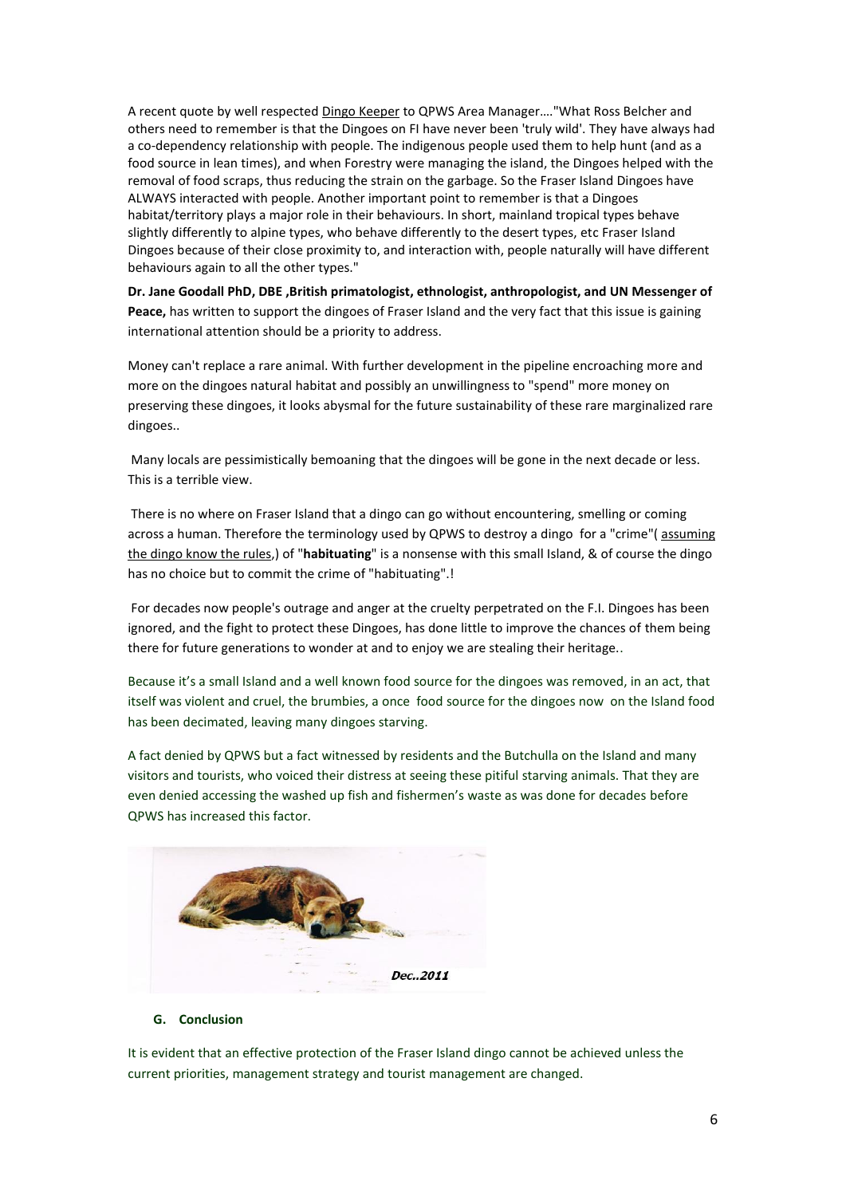A recent quote by well respected Dingo Keeper to QPWS Area Manager…."What Ross Belcher and others need to remember is that the Dingoes on FI have never been 'truly wild'. They have always had a co-dependency relationship with people. The indigenous people used them to help hunt (and as a food source in lean times), and when Forestry were managing the island, the Dingoes helped with the removal of food scraps, thus reducing the strain on the garbage. So the Fraser Island Dingoes have ALWAYS interacted with people. Another important point to remember is that a Dingoes habitat/territory plays a major role in their behaviours. In short, mainland tropical types behave slightly differently to alpine types, who behave differently to the desert types, etc Fraser Island Dingoes because of their close proximity to, and interaction with, people naturally will have different behaviours again to all the other types."

**Dr. Jane Goodall PhD, DBE ,British primatologist, ethnologist, anthropologist, and UN Messenger of Peace,** has written to support the dingoes of Fraser Island and the very fact that this issue is gaining international attention should be a priority to address.

Money can't replace a rare animal. With further development in the pipeline encroaching more and more on the dingoes natural habitat and possibly an unwillingness to "spend" more money on preserving these dingoes, it looks abysmal for the future sustainability of these rare marginalized rare dingoes..

Many locals are pessimistically bemoaning that the dingoes will be gone in the next decade or less. This is a terrible view.

There is no where on Fraser Island that a dingo can go without encountering, smelling or coming across a human. Therefore the terminology used by QPWS to destroy a dingo for a "crime"( assuming the dingo know the rules,) of "**habituating**" is a nonsense with this small Island, & of course the dingo has no choice but to commit the crime of "habituating".!

For decades now people's outrage and anger at the cruelty perpetrated on the F.I. Dingoes has been ignored, and the fight to protect these Dingoes, has done little to improve the chances of them being there for future generations to wonder at and to enjoy we are stealing their heritage..

Because it's a small Island and a well known food source for the dingoes was removed, in an act, that itself was violent and cruel, the brumbies, a once food source for the dingoes now on the Island food has been decimated, leaving many dingoes starving.

A fact denied by QPWS but a fact witnessed by residents and the Butchulla on the Island and many visitors and tourists, who voiced their distress at seeing these pitiful starving animals. That they are even denied accessing the washed up fish and fishermen's waste as was done for decades before QPWS has increased this factor.

*Dec..2011*

## G. Conclusion

It is evident that an effective protection of the Fraser Island dingo cannot be achieved unless the current priorities, management strategy and tourist management are changed.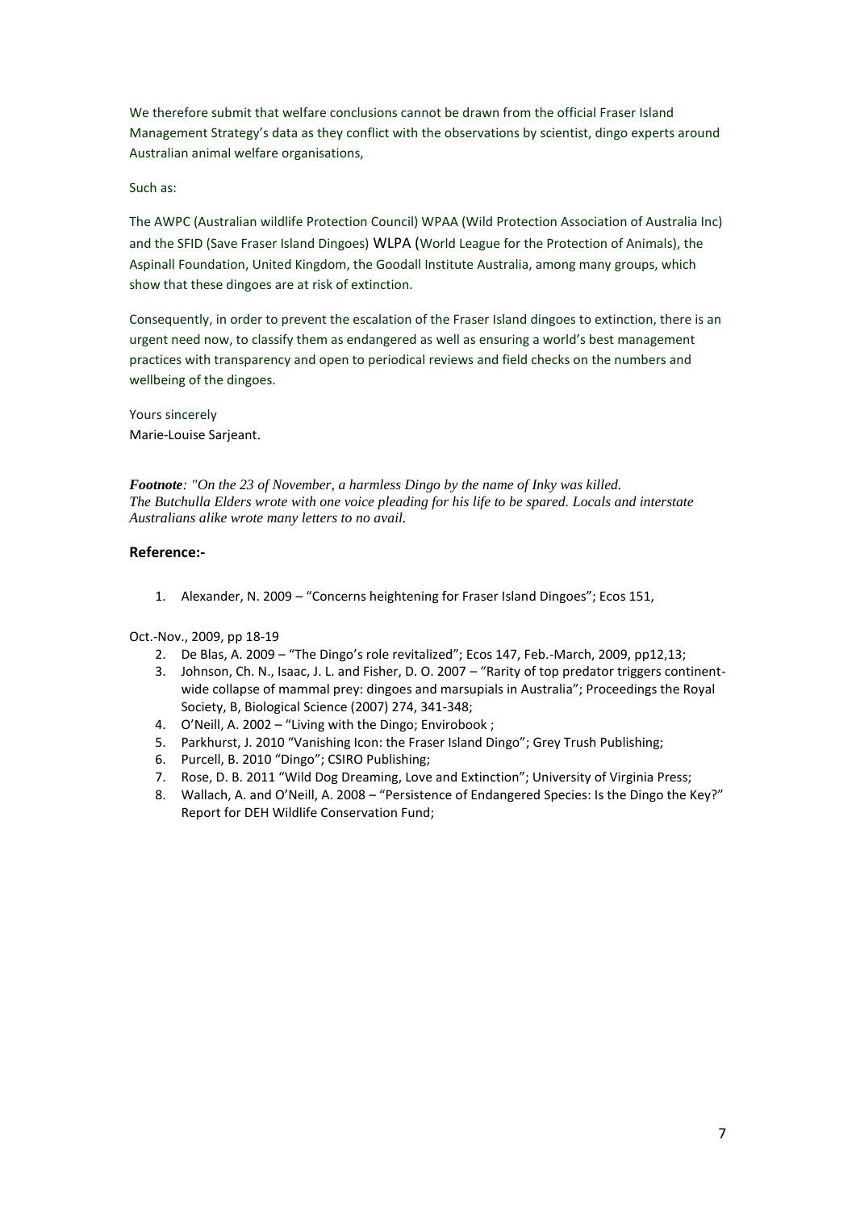We therefore submit that welfare conclusions cannot be drawn from the official Fraser Island Management Strategy's data as they conflict with the observations by scientist, dingo experts around Australian animal welfare organisations,

Such as:

The AWPC (Australian wildlife Protection Council) WPAA (Wild Protection Association of Australia Inc) and the SFID (Save Fraser Island Dingoes) WLPA (World League for the Protection of Animals), the Aspinall Foundation, United Kingdom, the Goodall Institute Australia, among many groups, which show that these dingoes are at risk of extinction.

Consequently, in order to prevent the escalation of the Fraser Island dingoes to extinction, there is an urgent need now, to classify them as endangered as well as ensuring a world's best management practices with transparency and open to periodical reviews and field checks on the numbers and wellbeing of the dingoes.

Yours sincerely
Marie-Louise Sarjeant.

***Footnote**: "On the 23 of November, a harmless Dingo by the name of Inky was killed. The Butchulla Elders wrote with one voice pleading for his life to be spared. Locals and interstate Australians alike wrote many letters to no avail.*

### Reference:-

1. Alexander, N. 2009 – "Concerns heightening for Fraser Island Dingoes"; Ecos 151,

Oct.-Nov., 2009, pp 18-19

2. De Blas, A. 2009 – "The Dingo's role revitalized"; Ecos 147, Feb.-March, 2009, pp12,13;
3. Johnson, Ch. N., Isaac, J. L. and Fisher, D. O. 2007 – "Rarity of top predator triggers continent-wide collapse of mammal prey: dingoes and marsupials in Australia"; Proceedings the Royal Society, B, Biological Science (2007) 274, 341-348;
4. O'Neill, A. 2002 – "Living with the Dingo; Envirobook ;
5. Parkhurst, J. 2010 "Vanishing Icon: the Fraser Island Dingo"; Grey Trush Publishing;
6. Purcell, B. 2010 "Dingo"; CSIRO Publishing;
7. Rose, D. B. 2011 "Wild Dog Dreaming, Love and Extinction"; University of Virginia Press;
8. Wallach, A. and O'Neill, A. 2008 – "Persistence of Endangered Species: Is the Dingo the Key?" Report for DEH Wildlife Conservation Fund;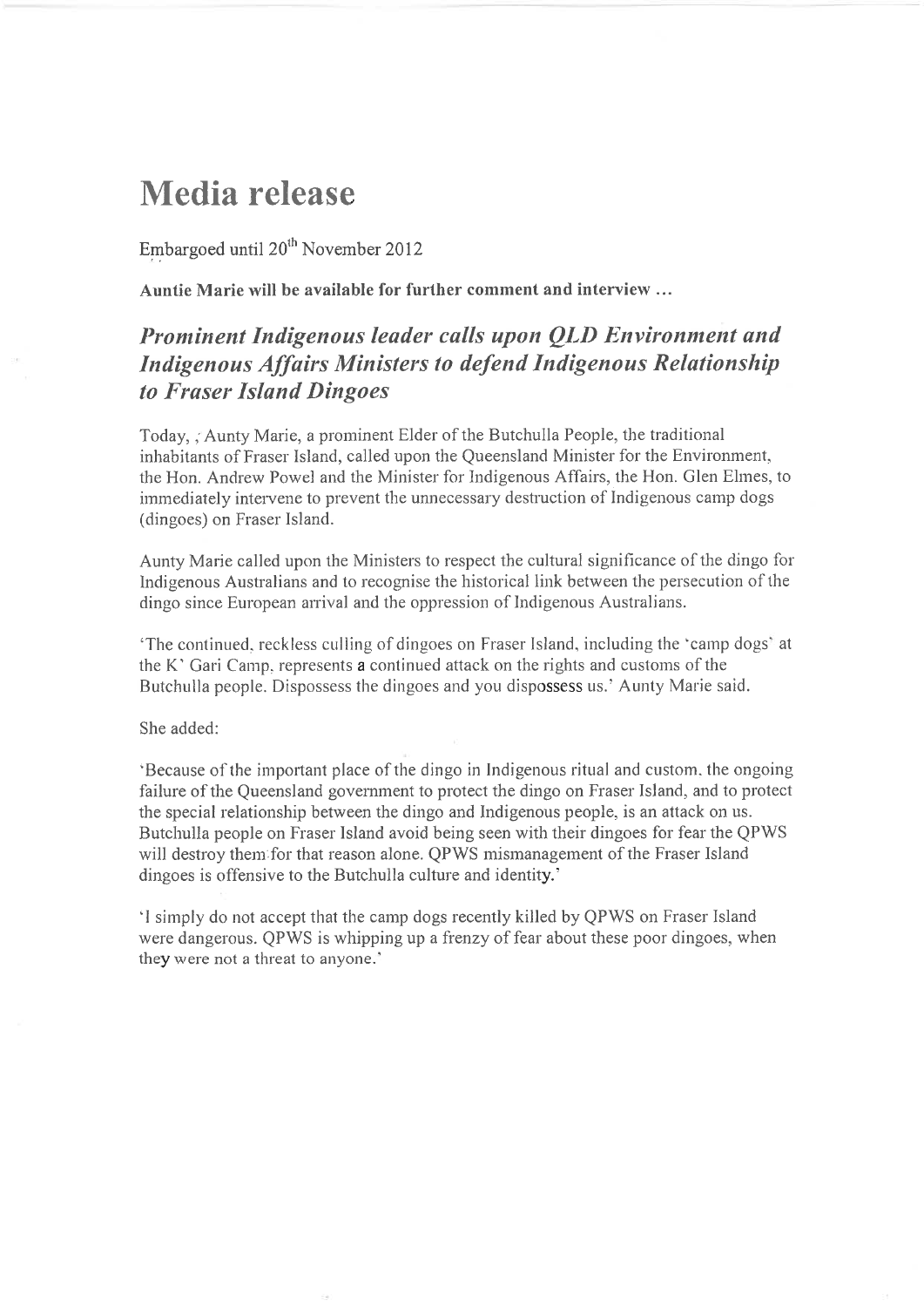# Media release

Embargoed until 20th November 2012

**Auntie Marie will be available for further comment and interview ...**

## *Prominent Indigenous leader calls upon QLD Environment and Indigenous Affairs Ministers to defend Indigenous Relationship to Fraser Island Dingoes*

Today, ; Aunty Marie, a prominent Elder of the Butchulla People, the traditional inhabitants of Fraser Island, called upon the Queensland Minister for the Environment, the Hon. Andrew Powel and the Minister for Indigenous Affairs, the Hon. Glen Elmes, to immediately intervene to prevent the unnecessary destruction of Indigenous camp dogs (dingoes) on Fraser Island.

Aunty Marie called upon the Ministers to respect the cultural significance of the dingo for Indigenous Australians and to recognise the historical link between the persecution of the dingo since European arrival and the oppression of Indigenous Australians.

'The continued, reckless culling of dingoes on Fraser Island, including the 'camp dogs' at the K' Gari Camp, represents a continued attack on the rights and customs of the Butchulla people. Dispossess the dingoes and you dispossess us.' Aunty Marie said.

She added:

'Because of the important place of the dingo in Indigenous ritual and custom, the ongoing failure of the Queensland government to protect the dingo on Fraser Island, and to protect the special relationship between the dingo and Indigenous people, is an attack on us. Butchulla people on Fraser Island avoid being seen with their dingoes for fear the QPWS will destroy them for that reason alone. QPWS mismanagement of the Fraser Island dingoes is offensive to the Butchulla culture and identity.'

'I simply do not accept that the camp dogs recently killed by QPWS on Fraser Island were dangerous. QPWS is whipping up a frenzy of fear about these poor dingoes, when they were not a threat to anyone.'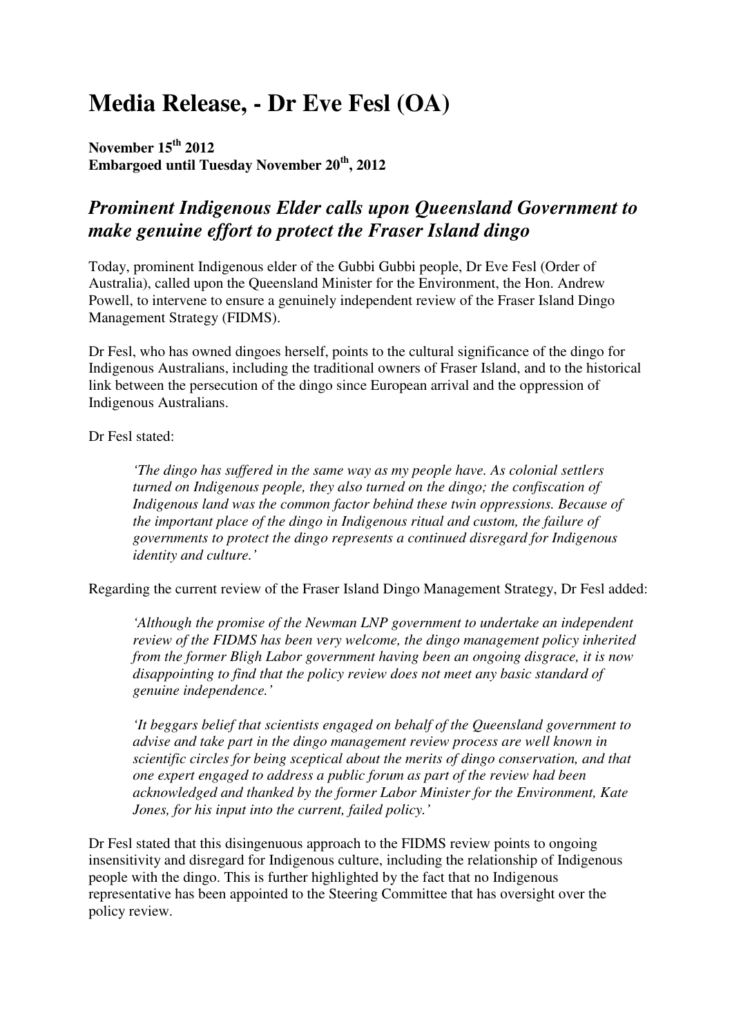# Media Release, - Dr Eve Fesl (OA)

**November 15th 2012**
**Embargoed until Tuesday November 20th, 2012**

## *Prominent Indigenous Elder calls upon Queensland Government to make genuine effort to protect the Fraser Island dingo*

Today, prominent Indigenous elder of the Gubbi Gubbi people, Dr Eve Fesl (Order of Australia), called upon the Queensland Minister for the Environment, the Hon. Andrew Powell, to intervene to ensure a genuinely independent review of the Fraser Island Dingo Management Strategy (FIDMS).

Dr Fesl, who has owned dingoes herself, points to the cultural significance of the dingo for Indigenous Australians, including the traditional owners of Fraser Island, and to the historical link between the persecution of the dingo since European arrival and the oppression of Indigenous Australians.

Dr Fesl stated:

> *'The dingo has suffered in the same way as my people have. As colonial settlers turned on Indigenous people, they also turned on the dingo; the confiscation of Indigenous land was the common factor behind these twin oppressions. Because of the important place of the dingo in Indigenous ritual and custom, the failure of governments to protect the dingo represents a continued disregard for Indigenous identity and culture.'*

Regarding the current review of the Fraser Island Dingo Management Strategy, Dr Fesl added:

> *'Although the promise of the Newman LNP government to undertake an independent review of the FIDMS has been very welcome, the dingo management policy inherited from the former Bligh Labor government having been an ongoing disgrace, it is now disappointing to find that the policy review does not meet any basic standard of genuine independence.'*
>
> *'It beggars belief that scientists engaged on behalf of the Queensland government to advise and take part in the dingo management review process are well known in scientific circles for being sceptical about the merits of dingo conservation, and that one expert engaged to address a public forum as part of the review had been acknowledged and thanked by the former Labor Minister for the Environment, Kate Jones, for his input into the current, failed policy.'*

Dr Fesl stated that this disingenuous approach to the FIDMS review points to ongoing insensitivity and disregard for Indigenous culture, including the relationship of Indigenous people with the dingo. This is further highlighted by the fact that no Indigenous representative has been appointed to the Steering Committee that has oversight over the policy review.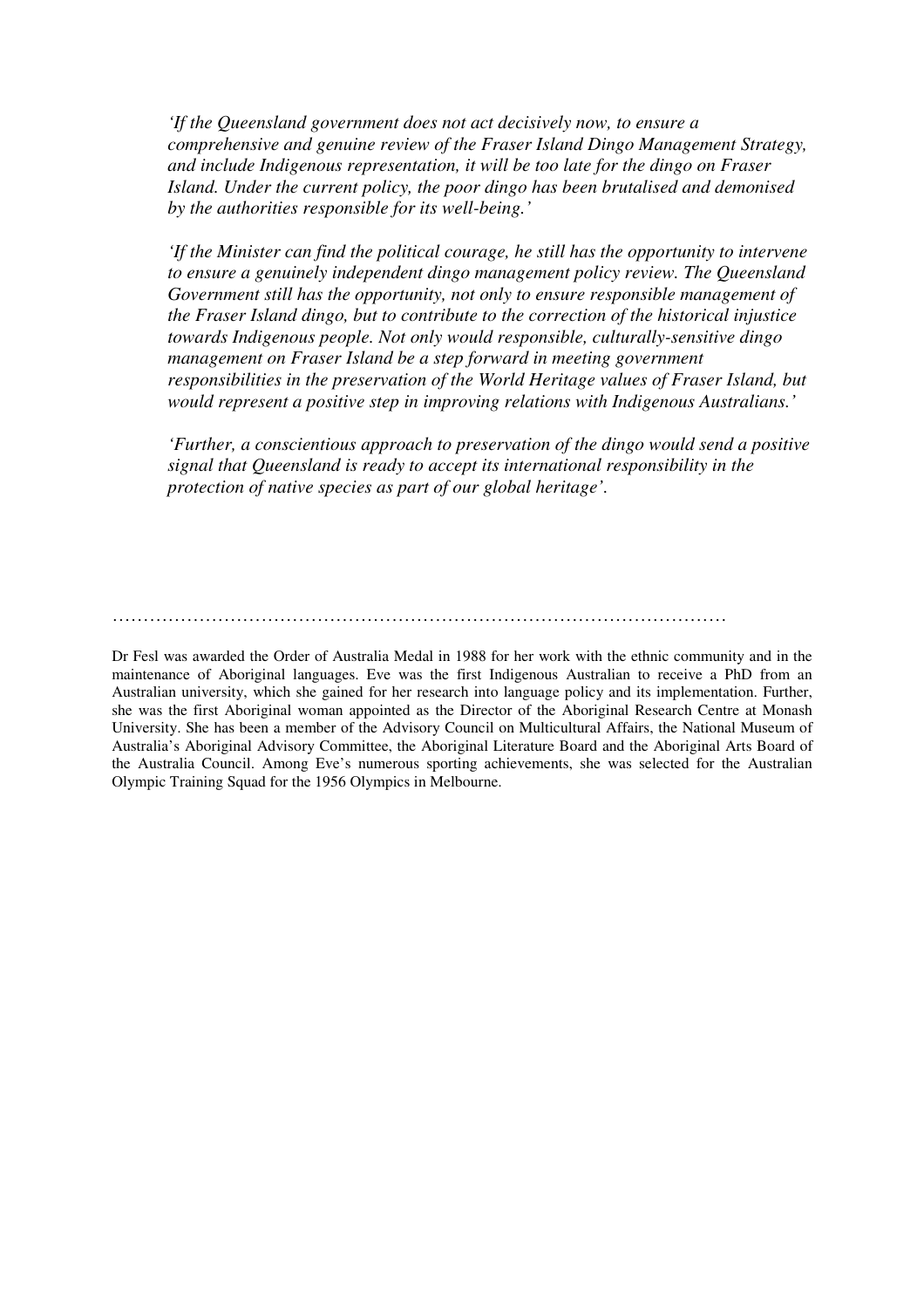*'If the Queensland government does not act decisively now, to ensure a comprehensive and genuine review of the Fraser Island Dingo Management Strategy, and include Indigenous representation, it will be too late for the dingo on Fraser Island. Under the current policy, the poor dingo has been brutalised and demonised by the authorities responsible for its well-being.'*

*'If the Minister can find the political courage, he still has the opportunity to intervene to ensure a genuinely independent dingo management policy review. The Queensland Government still has the opportunity, not only to ensure responsible management of the Fraser Island dingo, but to contribute to the correction of the historical injustice towards Indigenous people. Not only would responsible, culturally-sensitive dingo management on Fraser Island be a step forward in meeting government responsibilities in the preservation of the World Heritage values of Fraser Island, but would represent a positive step in improving relations with Indigenous Australians.'*

*'Further, a conscientious approach to preservation of the dingo would send a positive signal that Queensland is ready to accept its international responsibility in the protection of native species as part of our global heritage'.*

…………………………………………………………………………………………

Dr Fesl was awarded the Order of Australia Medal in 1988 for her work with the ethnic community and in the maintenance of Aboriginal languages. Eve was the first Indigenous Australian to receive a PhD from an Australian university, which she gained for her research into language policy and its implementation. Further, she was the first Aboriginal woman appointed as the Director of the Aboriginal Research Centre at Monash University. She has been a member of the Advisory Council on Multicultural Affairs, the National Museum of Australia's Aboriginal Advisory Committee, the Aboriginal Literature Board and the Aboriginal Arts Board of the Australia Council. Among Eve's numerous sporting achievements, she was selected for the Australian Olympic Training Squad for the 1956 Olympics in Melbourne.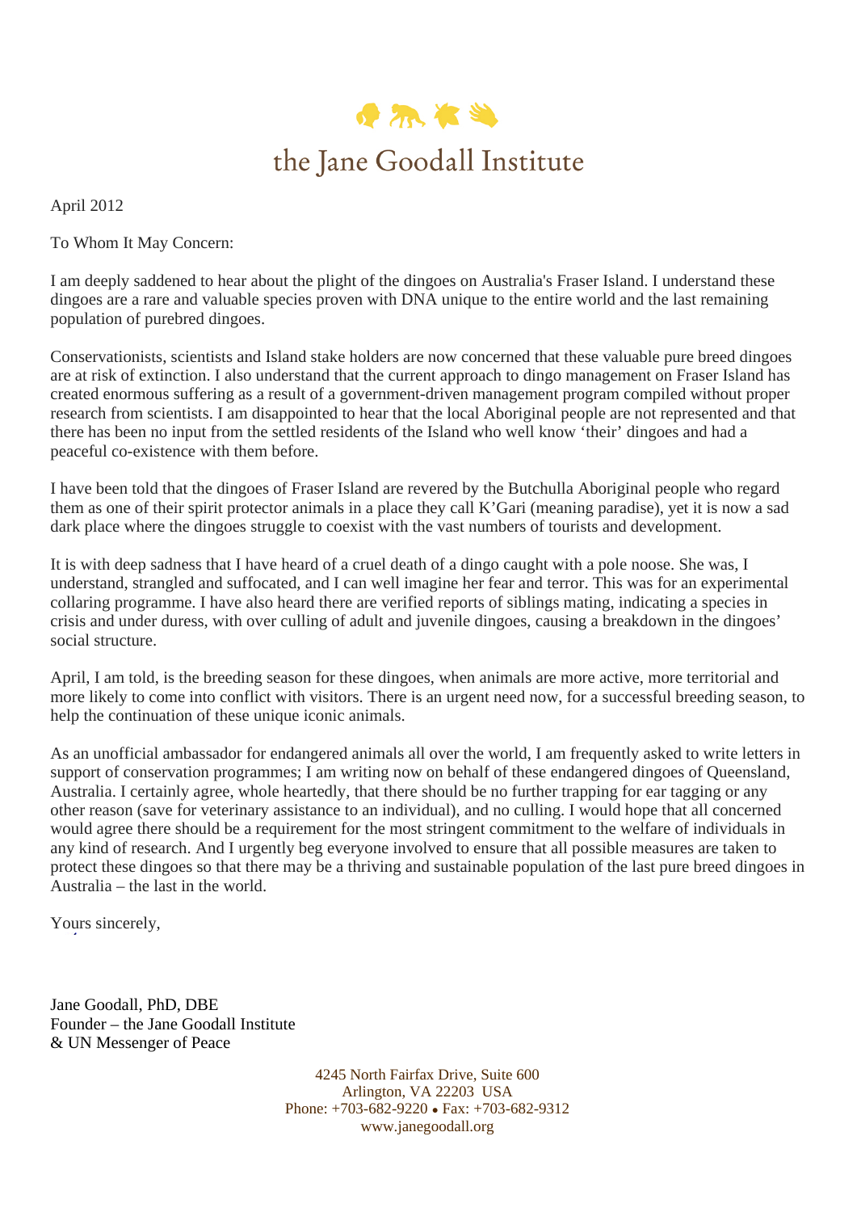# the Jane Goodall Institute

April 2012

To Whom It May Concern:

I am deeply saddened to hear about the plight of the dingoes on Australia's Fraser Island. I understand these dingoes are a rare and valuable species proven with DNA unique to the entire world and the last remaining population of purebred dingoes.

Conservationists, scientists and Island stake holders are now concerned that these valuable pure breed dingoes are at risk of extinction. I also understand that the current approach to dingo management on Fraser Island has created enormous suffering as a result of a government-driven management program compiled without proper research from scientists. I am disappointed to hear that the local Aboriginal people are not represented and that there has been no input from the settled residents of the Island who well know 'their' dingoes and had a peaceful co-existence with them before.

I have been told that the dingoes of Fraser Island are revered by the Butchulla Aboriginal people who regard them as one of their spirit protector animals in a place they call K'Gari (meaning paradise), yet it is now a sad dark place where the dingoes struggle to coexist with the vast numbers of tourists and development.

It is with deep sadness that I have heard of a cruel death of a dingo caught with a pole noose. She was, I understand, strangled and suffocated, and I can well imagine her fear and terror. This was for an experimental collaring programme. I have also heard there are verified reports of siblings mating, indicating a species in crisis and under duress, with over culling of adult and juvenile dingoes, causing a breakdown in the dingoes' social structure.

April, I am told, is the breeding season for these dingoes, when animals are more active, more territorial and more likely to come into conflict with visitors. There is an urgent need now, for a successful breeding season, to help the continuation of these unique iconic animals.

As an unofficial ambassador for endangered animals all over the world, I am frequently asked to write letters in support of conservation programmes; I am writing now on behalf of these endangered dingoes of Queensland, Australia. I certainly agree, whole heartedly, that there should be no further trapping for ear tagging or any other reason (save for veterinary assistance to an individual), and no culling. I would hope that all concerned would agree there should be a requirement for the most stringent commitment to the welfare of individuals in any kind of research. And I urgently beg everyone involved to ensure that all possible measures are taken to protect these dingoes so that there may be a thriving and sustainable population of the last pure breed dingoes in Australia – the last in the world.

Yours sincerely,

Jane Goodall, PhD, DBE
Founder – the Jane Goodall Institute
& UN Messenger of Peace

4245 North Fairfax Drive, Suite 600
Arlington, VA 22203 USA
Phone: +703-682-9220 • Fax: +703-682-9312
www.janegoodall.org